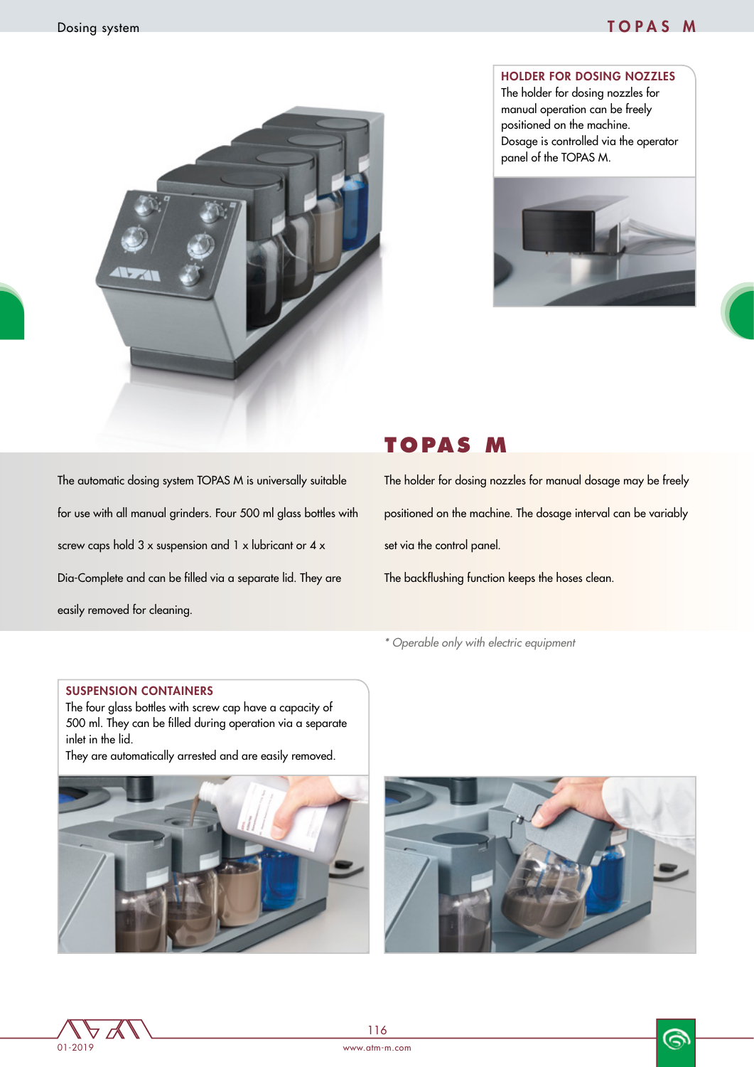## HOLDER FOR DOSING NOZZLES

The holder for dosing nozzles for manual operation can be freely positioned on the machine.
Dosage is controlled via the operator panel of the TOPAS M.

# TOPAS M

The automatic dosing system TOPAS M is universally suitable for use with all manual grinders. Four 500 ml glass bottles with screw caps hold 3 x suspension and 1 x lubricant or 4 x Dia-Complete and can be filled via a separate lid. They are easily removed for cleaning.

The holder for dosing nozzles for manual dosage may be freely positioned on the machine. The dosage interval can be variably set via the control panel.

The backflushing function keeps the hoses clean.

*\* Operable only with electric equipment*

## SUSPENSION CONTAINERS

The four glass bottles with screw cap have a capacity of 500 ml. They can be filled during operation via a separate inlet in the lid.
They are automatically arrested and are easily removed.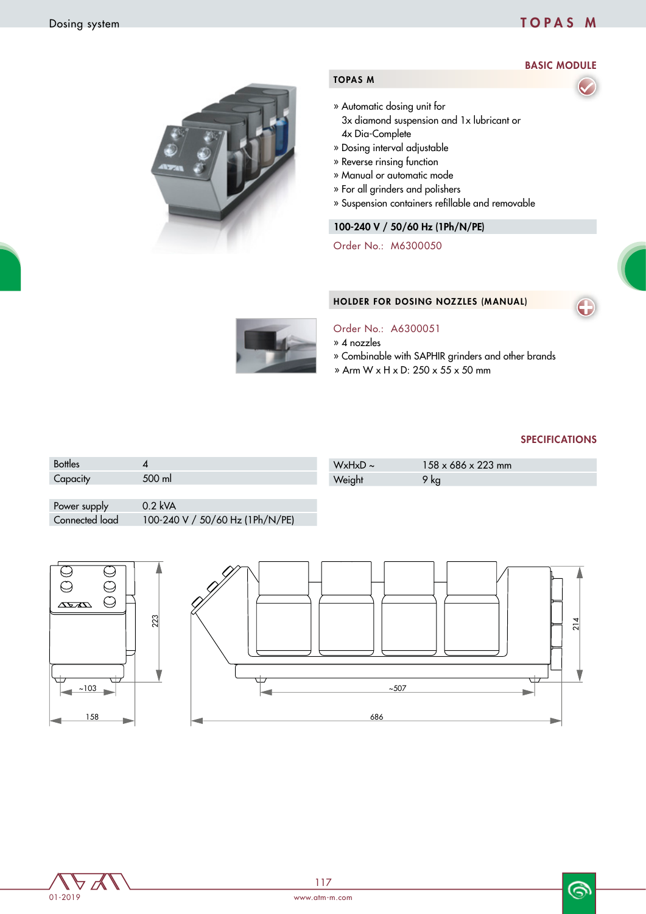## BASIC MODULE

### TOPAS M

» Automatic dosing unit for
  3x diamond suspension and 1x lubricant or
  4x Dia-Complete
» Dosing interval adjustable
» Reverse rinsing function
» Manual or automatic mode
» For all grinders and polishers
» Suspension containers refillable and removable

**100-240 V / 50/60 Hz (1Ph/N/PE)**

Order No.: M6300050

### HOLDER FOR DOSING NOZZLES (MANUAL)

Order No.: A6300051
» 4 nozzles
» Combinable with SAPHIR grinders and other brands
» Arm W x H x D: 250 x 55 x 50 mm

## SPECIFICATIONS

| | |
|---|---|
| Bottles | 4 |
| Capacity | 500 ml |
| Power supply | 0.2 kVA |
| Connected load | 100-240 V / 50/60 Hz (1Ph/N/PE) |
| WxHxD ~ | 158 x 686 x 223 mm |
| Weight | 9 kg |

223
~103
158
214
~507
686